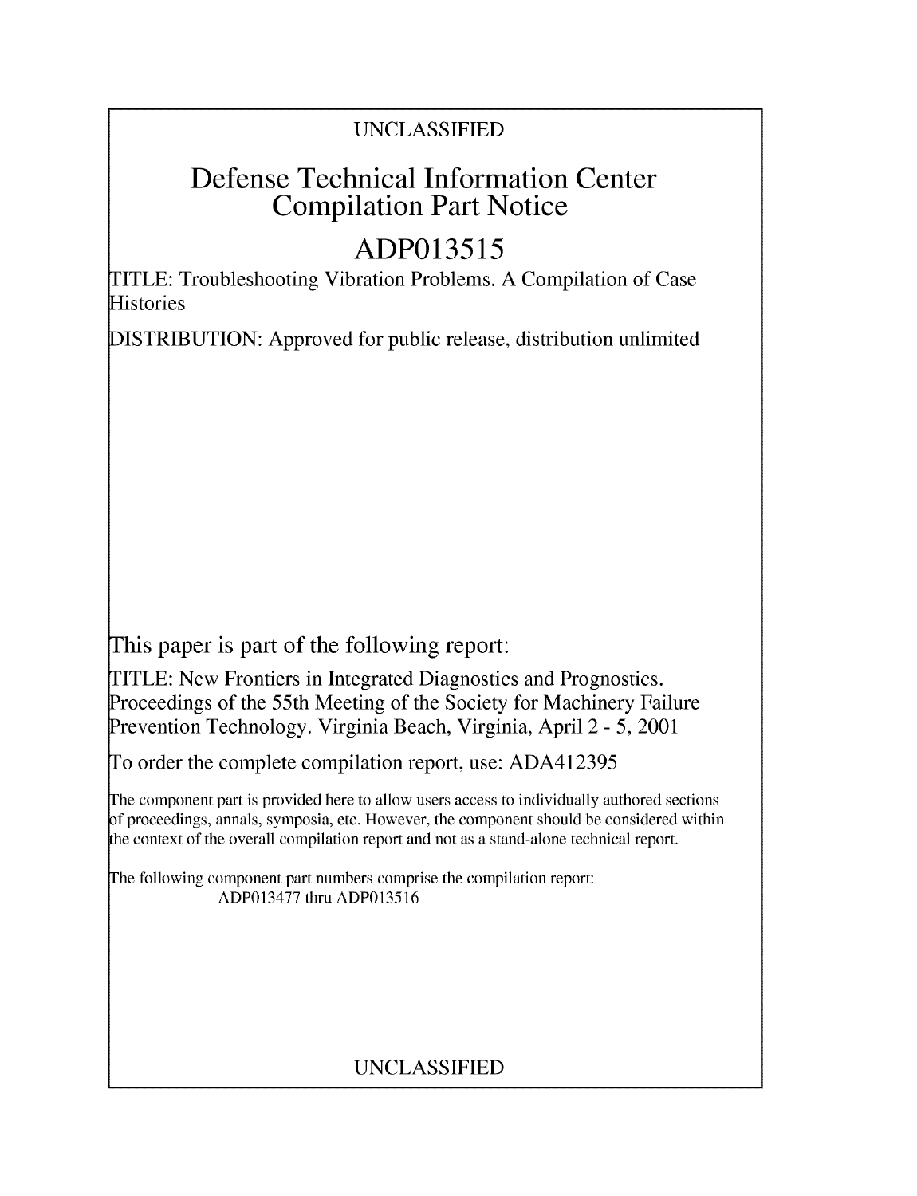UNCLASSIFIED

# Defense Technical Information Center Compilation Part Notice

# ADP013515

TITLE: Troubleshooting Vibration Problems. A Compilation of Case Histories

DISTRIBUTION: Approved for public release, distribution unlimited

This paper is part of the following report:

TITLE: New Frontiers in Integrated Diagnostics and Prognostics. Proceedings of the 55th Meeting of the Society for Machinery Failure Prevention Technology. Virginia Beach, Virginia, April 2 - 5, 2001

To order the complete compilation report, use: ADA412395

The component part is provided here to allow users access to individually authored sections of proceedings, annals, symposia, etc. However, the component should be considered within the context of the overall compilation report and not as a stand-alone technical report.

The following component part numbers comprise the compilation report:
ADP013477 thru ADP013516

UNCLASSIFIED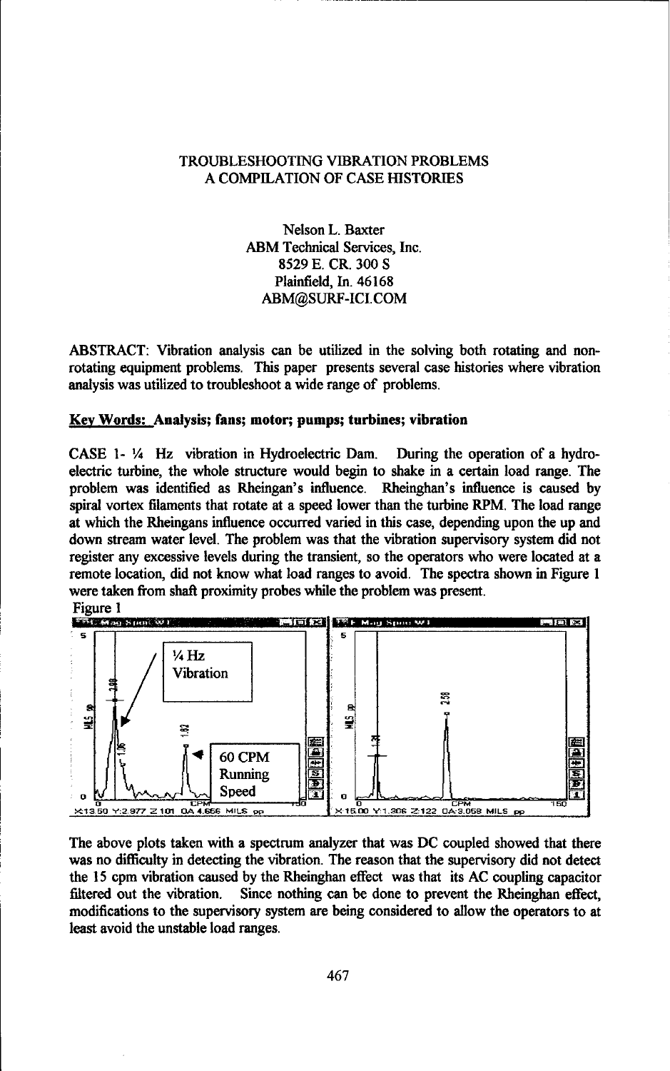TROUBLESHOOTING VIBRATION PROBLEMS
A COMPILATION OF CASE HISTORIES

Nelson L. Baxter
ABM Technical Services, Inc.
8529 E. CR. 300 S
Plainfield, In. 46168
ABM@SURF-ICI.COM

ABSTRACT: Vibration analysis can be utilized in the solving both rotating and non-rotating equipment problems. This paper presents several case histories where vibration analysis was utilized to troubleshoot a wide range of problems.

**Key Words: Analysis; fans; motor; pumps; turbines; vibration**

CASE 1- ¼ Hz vibration in Hydroelectric Dam. During the operation of a hydro-electric turbine, the whole structure would begin to shake in a certain load range. The problem was identified as Rheingan's influence. Rheinghan's influence is caused by spiral vortex filaments that rotate at a speed lower than the turbine RPM. The load range at which the Rheingans influence occurred varied in this case, depending upon the up and down stream water level. The problem was that the vibration supervisory system did not register any excessive levels during the transient, so the operators who were located at a remote location, did not know what load ranges to avoid. The spectra shown in Figure 1 were taken from shaft proximity probes while the problem was present.

Figure 1

The above plots taken with a spectrum analyzer that was DC coupled showed that there was no difficulty in detecting the vibration. The reason that the supervisory did not detect the 15 cpm vibration caused by the Rheinghan effect was that its AC coupling capacitor filtered out the vibration. Since nothing can be done to prevent the Rheinghan effect, modifications to the supervisory system are being considered to allow the operators to at least avoid the unstable load ranges.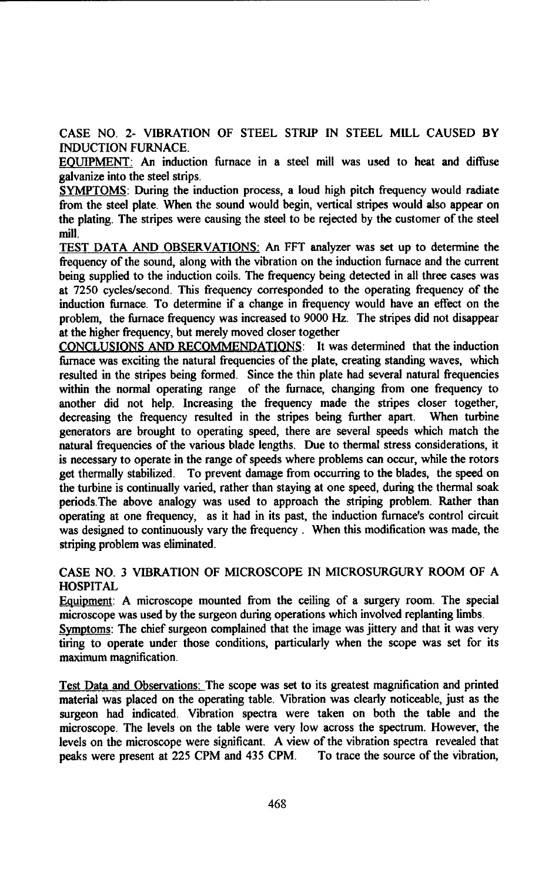CASE NO. 2- VIBRATION OF STEEL STRIP IN STEEL MILL CAUSED BY INDUCTION FURNACE.

EQUIPMENT: An induction furnace in a steel mill was used to heat and diffuse galvanize into the steel strips.

SYMPTOMS: During the induction process, a loud high pitch frequency would radiate from the steel plate. When the sound would begin, vertical stripes would also appear on the plating. The stripes were causing the steel to be rejected by the customer of the steel mill.

TEST DATA AND OBSERVATIONS: An FFT analyzer was set up to determine the frequency of the sound, along with the vibration on the induction furnace and the current being supplied to the induction coils. The frequency being detected in all three cases was at 7250 cycles/second. This frequency corresponded to the operating frequency of the induction furnace. To determine if a change in frequency would have an effect on the problem, the furnace frequency was increased to 9000 Hz. The stripes did not disappear at the higher frequency, but merely moved closer together

CONCLUSIONS AND RECOMMENDATIONS: It was determined that the induction furnace was exciting the natural frequencies of the plate, creating standing waves, which resulted in the stripes being formed. Since the thin plate had several natural frequencies within the normal operating range of the furnace, changing from one frequency to another did not help. Increasing the frequency made the stripes closer together, decreasing the frequency resulted in the stripes being further apart. When turbine generators are brought to operating speed, there are several speeds which match the natural frequencies of the various blade lengths. Due to thermal stress considerations, it is necessary to operate in the range of speeds where problems can occur, while the rotors get thermally stabilized. To prevent damage from occurring to the blades, the speed on the turbine is continually varied, rather than staying at one speed, during the thermal soak periods.The above analogy was used to approach the striping problem. Rather than operating at one frequency, as it had in its past, the induction furnace's control circuit was designed to continuously vary the frequency . When this modification was made, the striping problem was eliminated.

CASE NO. 3 VIBRATION OF MICROSCOPE IN MICROSURGURY ROOM OF A HOSPITAL

Equipment: A microscope mounted from the ceiling of a surgery room. The special microscope was used by the surgeon during operations which involved replanting limbs.

Symptoms: The chief surgeon complained that the image was jittery and that it was very tiring to operate under those conditions, particularly when the scope was set for its maximum magnification.

Test Data and Observations: The scope was set to its greatest magnification and printed material was placed on the operating table. Vibration was clearly noticeable, just as the surgeon had indicated. Vibration spectra were taken on both the table and the microscope. The levels on the table were very low across the spectrum. However, the levels on the microscope were significant. A view of the vibration spectra revealed that peaks were present at 225 CPM and 435 CPM. To trace the source of the vibration,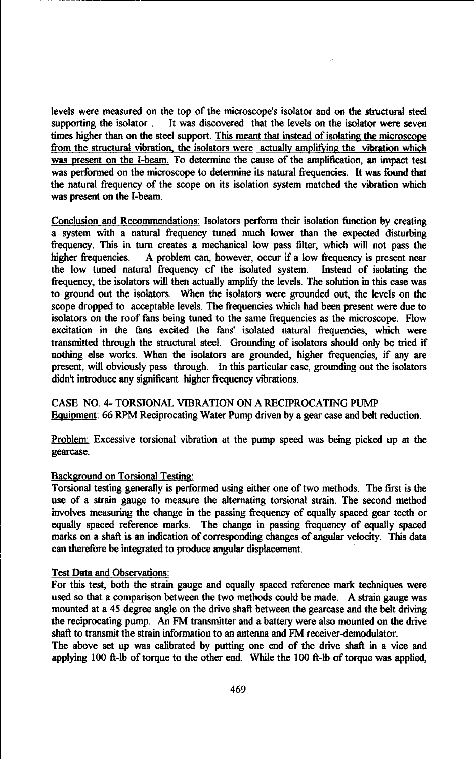levels were measured on the top of the microscope's isolator and on the structural steel supporting the isolator. It was discovered that the levels on the isolator were seven times higher than on the steel support. <u>This meant that instead of isolating the microscope from the structural vibration, the isolators were actually amplifying the vibration which was present on the I-beam.</u> To determine the cause of the amplification, an impact test was performed on the microscope to determine its natural frequencies. It was found that the natural frequency of the scope on its isolation system matched the vibration which was present on the I-beam.

<u>Conclusion and Recommendations:</u> Isolators perform their isolation function by creating a system with a natural frequency tuned much lower than the expected disturbing frequency. This in turn creates a mechanical low pass filter, which will not pass the higher frequencies. A problem can, however, occur if a low frequency is present near the low tuned natural frequency of the isolated system. Instead of isolating the frequency, the isolators will then actually amplify the levels. The solution in this case was to ground out the isolators. When the isolators were grounded out, the levels on the scope dropped to acceptable levels. The frequencies which had been present were due to isolators on the roof fans being tuned to the same frequencies as the microscope. Flow excitation in the fans excited the fans' isolated natural frequencies, which were transmitted through the structural steel. Grounding of isolators should only be tried if nothing else works. When the isolators are grounded, higher frequencies, if any are present, will obviously pass through. In this particular case, grounding out the isolators didn't introduce any significant higher frequency vibrations.

## CASE NO. 4- TORSIONAL VIBRATION ON A RECIPROCATING PUMP

<u>Equipment:</u> 66 RPM Reciprocating Water Pump driven by a gear case and belt reduction.

<u>Problem:</u> Excessive torsional vibration at the pump speed was being picked up at the gearcase.

<u>Background on Torsional Testing:</u>

Torsional testing generally is performed using either one of two methods. The first is the use of a strain gauge to measure the alternating torsional strain. The second method involves measuring the change in the passing frequency of equally spaced gear teeth or equally spaced reference marks. The change in passing frequency of equally spaced marks on a shaft is an indication of corresponding changes of angular velocity. This data can therefore be integrated to produce angular displacement.

<u>Test Data and Observations:</u>

For this test, both the strain gauge and equally spaced reference mark techniques were used so that a comparison between the two methods could be made. A strain gauge was mounted at a 45 degree angle on the drive shaft between the gearcase and the belt driving the reciprocating pump. An FM transmitter and a battery were also mounted on the drive shaft to transmit the strain information to an antenna and FM receiver-demodulator.

The above set up was calibrated by putting one end of the drive shaft in a vice and applying 100 ft-lb of torque to the other end. While the 100 ft-lb of torque was applied,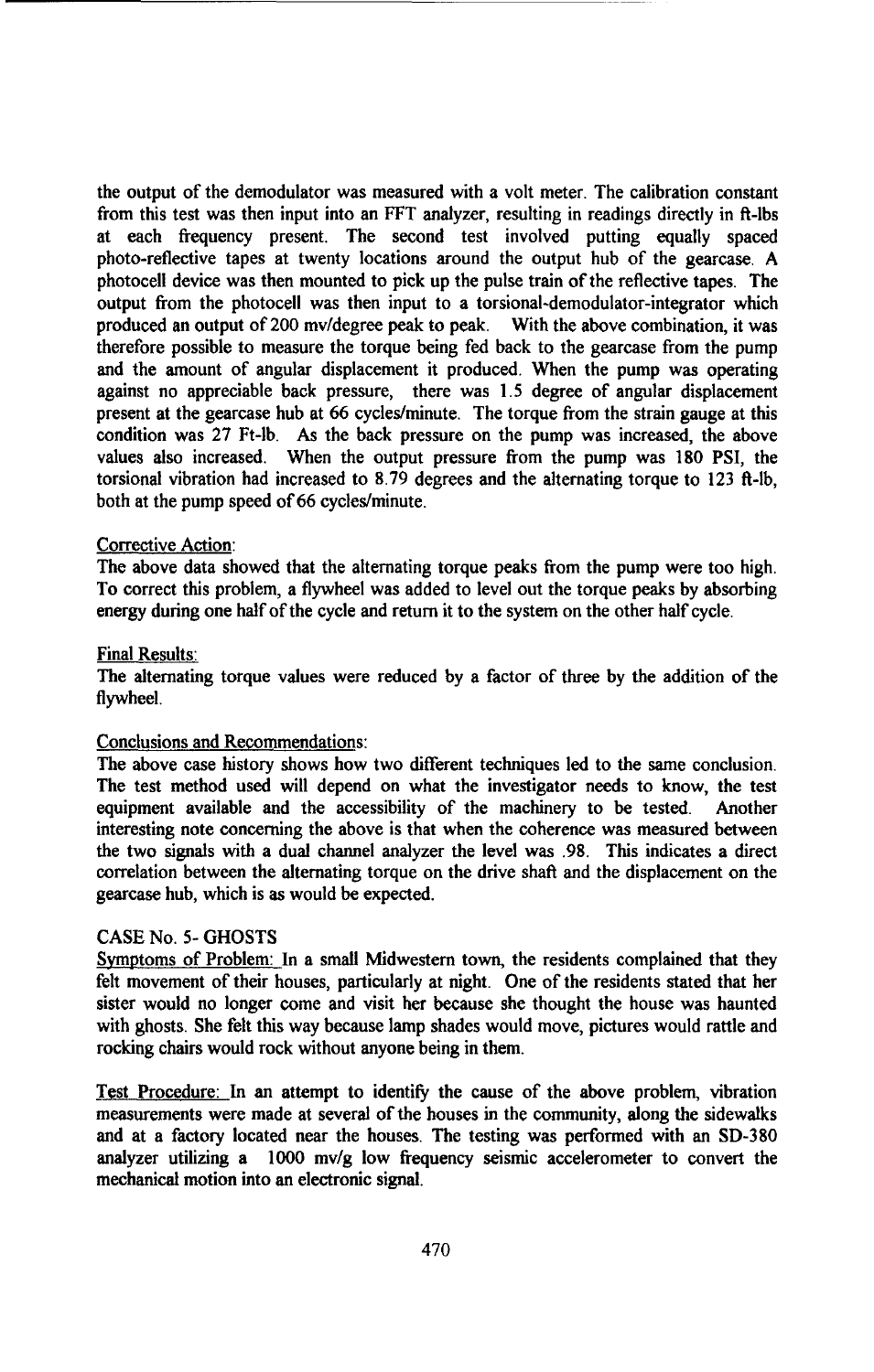the output of the demodulator was measured with a volt meter. The calibration constant from this test was then input into an FFT analyzer, resulting in readings directly in ft-lbs at each frequency present. The second test involved putting equally spaced photo-reflective tapes at twenty locations around the output hub of the gearcase. A photocell device was then mounted to pick up the pulse train of the reflective tapes. The output from the photocell was then input to a torsional-demodulator-integrator which produced an output of 200 mv/degree peak to peak. With the above combination, it was therefore possible to measure the torque being fed back to the gearcase from the pump and the amount of angular displacement it produced. When the pump was operating against no appreciable back pressure, there was 1.5 degree of angular displacement present at the gearcase hub at 66 cycles/minute. The torque from the strain gauge at this condition was 27 Ft-lb. As the back pressure on the pump was increased, the above values also increased. When the output pressure from the pump was 180 PSI, the torsional vibration had increased to 8.79 degrees and the alternating torque to 123 ft-lb, both at the pump speed of 66 cycles/minute.

Corrective Action:
The above data showed that the alternating torque peaks from the pump were too high. To correct this problem, a flywheel was added to level out the torque peaks by absorbing energy during one half of the cycle and return it to the system on the other half cycle.

Final Results:
The alternating torque values were reduced by a factor of three by the addition of the flywheel.

Conclusions and Recommendations:
The above case history shows how two different techniques led to the same conclusion. The test method used will depend on what the investigator needs to know, the test equipment available and the accessibility of the machinery to be tested. Another interesting note concerning the above is that when the coherence was measured between the two signals with a dual channel analyzer the level was .98. This indicates a direct correlation between the alternating torque on the drive shaft and the displacement on the gearcase hub, which is as would be expected.

CASE No. 5- GHOSTS

Symptoms of Problem: In a small Midwestern town, the residents complained that they felt movement of their houses, particularly at night. One of the residents stated that her sister would no longer come and visit her because she thought the house was haunted with ghosts. She felt this way because lamp shades would move, pictures would rattle and rocking chairs would rock without anyone being in them.

Test Procedure: In an attempt to identify the cause of the above problem, vibration measurements were made at several of the houses in the community, along the sidewalks and at a factory located near the houses. The testing was performed with an SD-380 analyzer utilizing a 1000 mv/g low frequency seismic accelerometer to convert the mechanical motion into an electronic signal.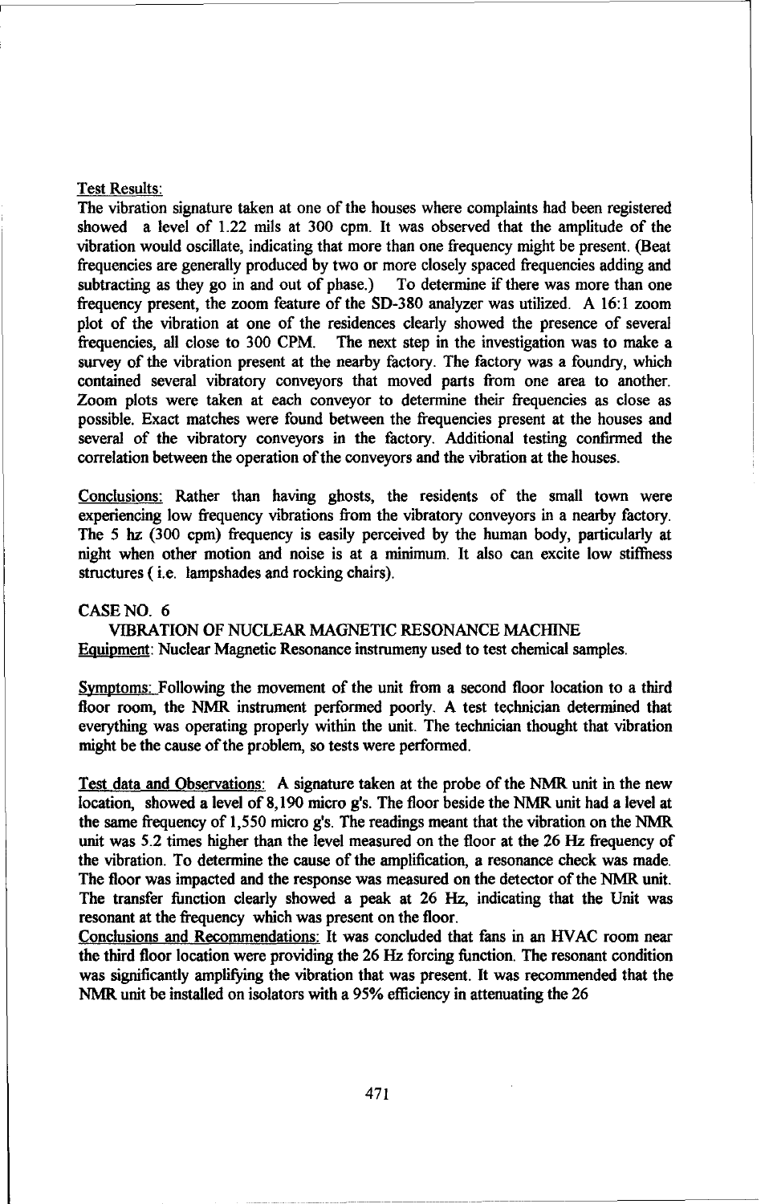Test Results:
The vibration signature taken at one of the houses where complaints had been registered showed a level of 1.22 mils at 300 cpm. It was observed that the amplitude of the vibration would oscillate, indicating that more than one frequency might be present. (Beat frequencies are generally produced by two or more closely spaced frequencies adding and subtracting as they go in and out of phase.) To determine if there was more than one frequency present, the zoom feature of the SD-380 analyzer was utilized. A 16:1 zoom plot of the vibration at one of the residences clearly showed the presence of several frequencies, all close to 300 CPM. The next step in the investigation was to make a survey of the vibration present at the nearby factory. The factory was a foundry, which contained several vibratory conveyors that moved parts from one area to another. Zoom plots were taken at each conveyor to determine their frequencies as close as possible. Exact matches were found between the frequencies present at the houses and several of the vibratory conveyors in the factory. Additional testing confirmed the correlation between the operation of the conveyors and the vibration at the houses.

Conclusions: Rather than having ghosts, the residents of the small town were experiencing low frequency vibrations from the vibratory conveyors in a nearby factory. The 5 hz (300 cpm) frequency is easily perceived by the human body, particularly at night when other motion and noise is at a minimum. It also can excite low stiffness structures ( i.e. lampshades and rocking chairs).

CASE NO. 6

VIBRATION OF NUCLEAR MAGNETIC RESONANCE MACHINE

Equipment: Nuclear Magnetic Resonance instrumeny used to test chemical samples.

Symptoms: Following the movement of the unit from a second floor location to a third floor room, the NMR instrument performed poorly. A test technician determined that everything was operating properly within the unit. The technician thought that vibration might be the cause of the problem, so tests were performed.

Test data and Observations: A signature taken at the probe of the NMR unit in the new location, showed a level of 8,190 micro g's. The floor beside the NMR unit had a level at the same frequency of 1,550 micro g's. The readings meant that the vibration on the NMR unit was 5.2 times higher than the level measured on the floor at the 26 Hz frequency of the vibration. To determine the cause of the amplification, a resonance check was made. The floor was impacted and the response was measured on the detector of the NMR unit. The transfer function clearly showed a peak at 26 Hz, indicating that the Unit was resonant at the frequency which was present on the floor.

Conclusions and Recommendations: It was concluded that fans in an HVAC room near the third floor location were providing the 26 Hz forcing function. The resonant condition was significantly amplifying the vibration that was present. It was recommended that the NMR unit be installed on isolators with a 95% efficiency in attenuating the 26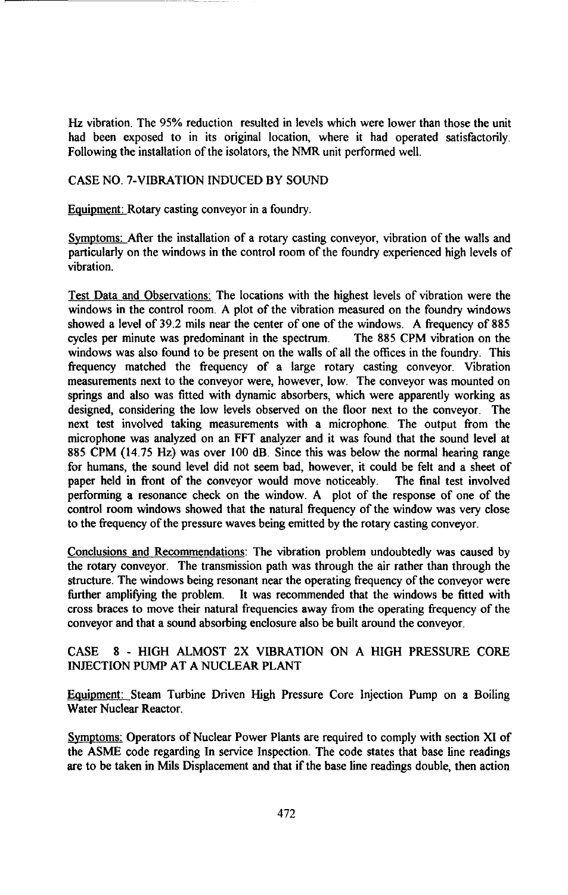Hz vibration. The 95% reduction resulted in levels which were lower than those the unit had been exposed to in its original location, where it had operated satisfactorily. Following the installation of the isolators, the NMR unit performed well.

## CASE NO. 7-VIBRATION INDUCED BY SOUND

Equipment: Rotary casting conveyor in a foundry.

Symptoms: After the installation of a rotary casting conveyor, vibration of the walls and particularly on the windows in the control room of the foundry experienced high levels of vibration.

Test Data and Observations: The locations with the highest levels of vibration were the windows in the control room. A plot of the vibration measured on the foundry windows showed a level of 39.2 mils near the center of one of the windows. A frequency of 885 cycles per minute was predominant in the spectrum. The 885 CPM vibration on the windows was also found to be present on the walls of all the offices in the foundry. This frequency matched the frequency of a large rotary casting conveyor. Vibration measurements next to the conveyor were, however, low. The conveyor was mounted on springs and also was fitted with dynamic absorbers, which were apparently working as designed, considering the low levels observed on the floor next to the conveyor. The next test involved taking measurements with a microphone. The output from the microphone was analyzed on an FFT analyzer and it was found that the sound level at 885 CPM (14.75 Hz) was over 100 dB. Since this was below the normal hearing range for humans, the sound level did not seem bad, however, it could be felt and a sheet of paper held in front of the conveyor would move noticeably. The final test involved performing a resonance check on the window. A plot of the response of one of the control room windows showed that the natural frequency of the window was very close to the frequency of the pressure waves being emitted by the rotary casting conveyor.

Conclusions and Recommendations: The vibration problem undoubtedly was caused by the rotary conveyor. The transmission path was through the air rather than through the structure. The windows being resonant near the operating frequency of the conveyor were further amplifying the problem. It was recommended that the windows be fitted with cross braces to move their natural frequencies away from the operating frequency of the conveyor and that a sound absorbing enclosure also be built around the conveyor.

## CASE 8 - HIGH ALMOST 2X VIBRATION ON A HIGH PRESSURE CORE INJECTION PUMP AT A NUCLEAR PLANT

Equipment: Steam Turbine Driven High Pressure Core Injection Pump on a Boiling Water Nuclear Reactor.

Symptoms: Operators of Nuclear Power Plants are required to comply with section XI of the ASME code regarding In service Inspection. The code states that base line readings are to be taken in Mils Displacement and that if the base line readings double, then action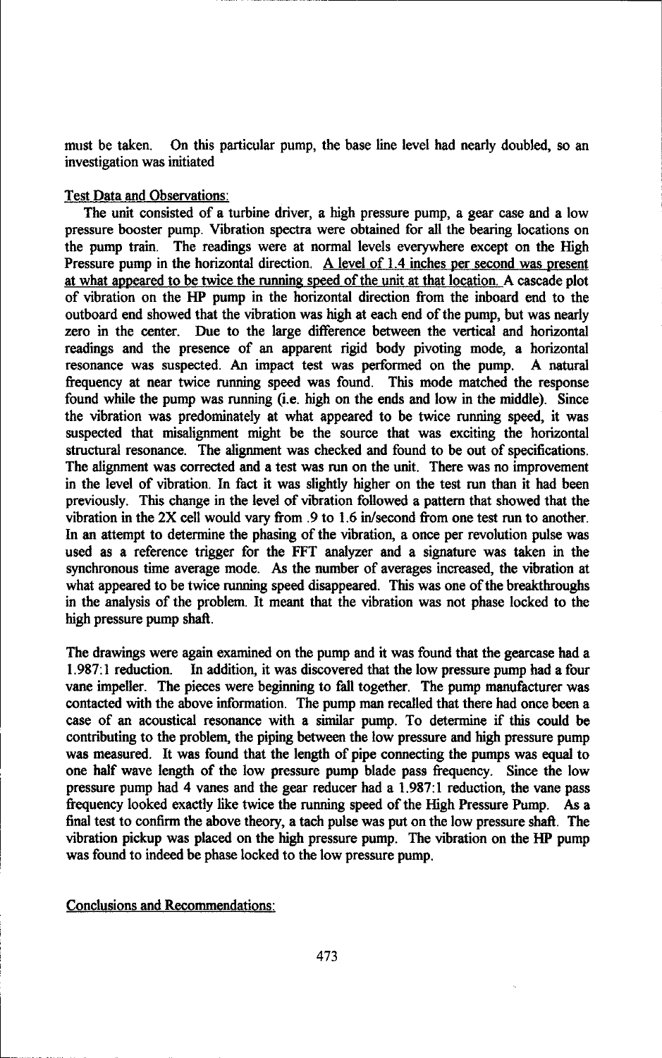must be taken. On this particular pump, the base line level had nearly doubled, so an investigation was initiated

Test Data and Observations:

The unit consisted of a turbine driver, a high pressure pump, a gear case and a low pressure booster pump. Vibration spectra were obtained for all the bearing locations on the pump train. The readings were at normal levels everywhere except on the High Pressure pump in the horizontal direction. A level of 1.4 inches per second was present at what appeared to be twice the running speed of the unit at that location. A cascade plot of vibration on the HP pump in the horizontal direction from the inboard end to the outboard end showed that the vibration was high at each end of the pump, but was nearly zero in the center. Due to the large difference between the vertical and horizontal readings and the presence of an apparent rigid body pivoting mode, a horizontal resonance was suspected. An impact test was performed on the pump. A natural frequency at near twice running speed was found. This mode matched the response found while the pump was running (i.e. high on the ends and low in the middle). Since the vibration was predominately at what appeared to be twice running speed, it was suspected that misalignment might be the source that was exciting the horizontal structural resonance. The alignment was checked and found to be out of specifications. The alignment was corrected and a test was run on the unit. There was no improvement in the level of vibration. In fact it was slightly higher on the test run than it had been previously. This change in the level of vibration followed a pattern that showed that the vibration in the 2X cell would vary from .9 to 1.6 in/second from one test run to another. In an attempt to determine the phasing of the vibration, a once per revolution pulse was used as a reference trigger for the FFT analyzer and a signature was taken in the synchronous time average mode. As the number of averages increased, the vibration at what appeared to be twice running speed disappeared. This was one of the breakthroughs in the analysis of the problem. It meant that the vibration was not phase locked to the high pressure pump shaft.

The drawings were again examined on the pump and it was found that the gearcase had a 1.987:1 reduction. In addition, it was discovered that the low pressure pump had a four vane impeller. The pieces were beginning to fall together. The pump manufacturer was contacted with the above information. The pump man recalled that there had once been a case of an acoustical resonance with a similar pump. To determine if this could be contributing to the problem, the piping between the low pressure and high pressure pump was measured. It was found that the length of pipe connecting the pumps was equal to one half wave length of the low pressure pump blade pass frequency. Since the low pressure pump had 4 vanes and the gear reducer had a 1.987:1 reduction, the vane pass frequency looked exactly like twice the running speed of the High Pressure Pump. As a final test to confirm the above theory, a tach pulse was put on the low pressure shaft. The vibration pickup was placed on the high pressure pump. The vibration on the HP pump was found to indeed be phase locked to the low pressure pump.

Conclusions and Recommendations: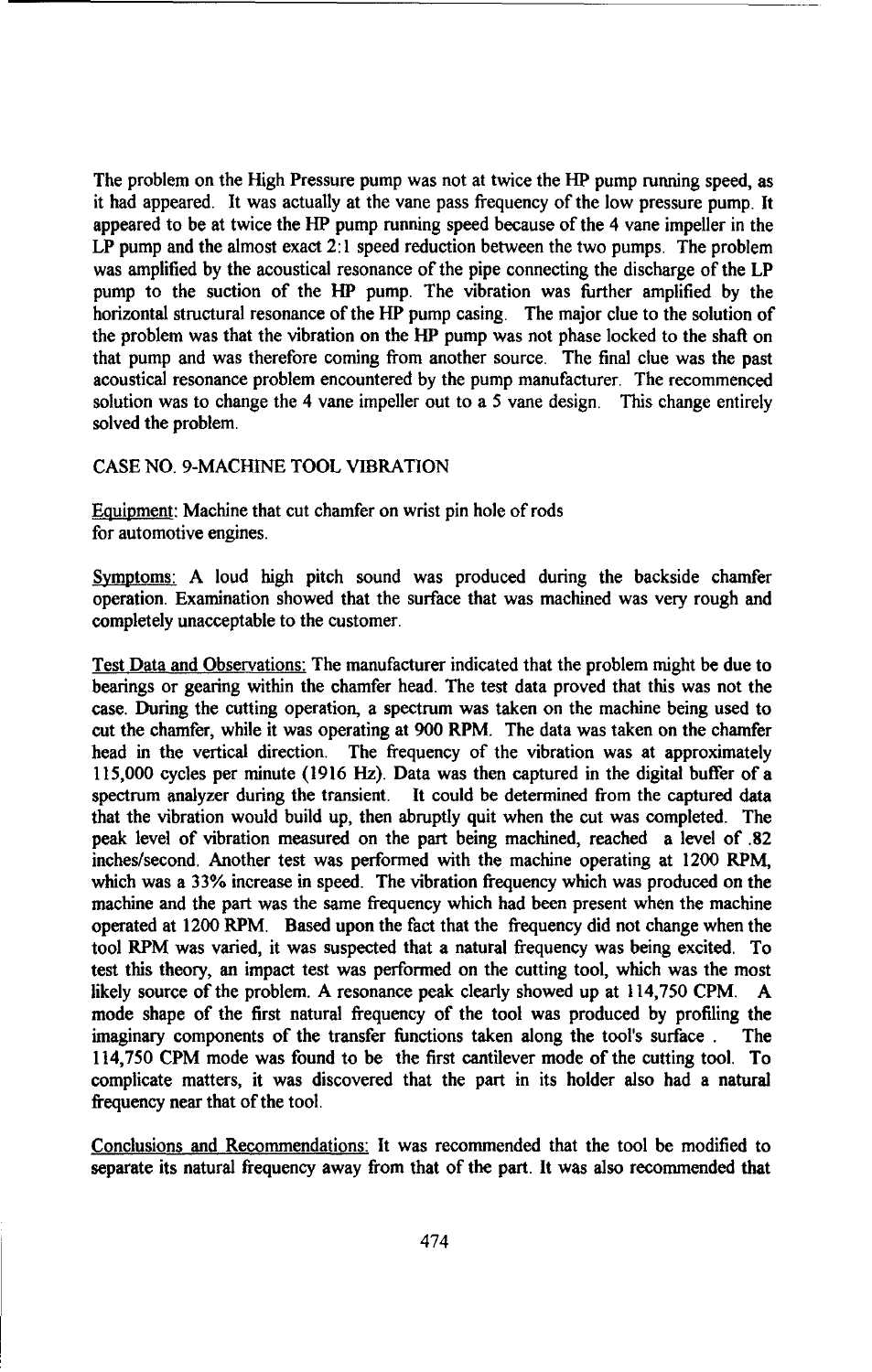The problem on the High Pressure pump was not at twice the HP pump running speed, as it had appeared. It was actually at the vane pass frequency of the low pressure pump. It appeared to be at twice the HP pump running speed because of the 4 vane impeller in the LP pump and the almost exact 2:1 speed reduction between the two pumps. The problem was amplified by the acoustical resonance of the pipe connecting the discharge of the LP pump to the suction of the HP pump. The vibration was further amplified by the horizontal structural resonance of the HP pump casing. The major clue to the solution of the problem was that the vibration on the HP pump was not phase locked to the shaft on that pump and was therefore coming from another source. The final clue was the past acoustical resonance problem encountered by the pump manufacturer. The recommenced solution was to change the 4 vane impeller out to a 5 vane design. This change entirely solved the problem.

## CASE NO. 9-MACHINE TOOL VIBRATION

Equipment: Machine that cut chamfer on wrist pin hole of rods for automotive engines.

Symptoms: A loud high pitch sound was produced during the backside chamfer operation. Examination showed that the surface that was machined was very rough and completely unacceptable to the customer.

Test Data and Observations: The manufacturer indicated that the problem might be due to bearings or gearing within the chamfer head. The test data proved that this was not the case. During the cutting operation, a spectrum was taken on the machine being used to cut the chamfer, while it was operating at 900 RPM. The data was taken on the chamfer head in the vertical direction. The frequency of the vibration was at approximately 115,000 cycles per minute (1916 Hz). Data was then captured in the digital buffer of a spectrum analyzer during the transient. It could be determined from the captured data that the vibration would build up, then abruptly quit when the cut was completed. The peak level of vibration measured on the part being machined, reached a level of .82 inches/second. Another test was performed with the machine operating at 1200 RPM, which was a 33% increase in speed. The vibration frequency which was produced on the machine and the part was the same frequency which had been present when the machine operated at 1200 RPM. Based upon the fact that the frequency did not change when the tool RPM was varied, it was suspected that a natural frequency was being excited. To test this theory, an impact test was performed on the cutting tool, which was the most likely source of the problem. A resonance peak clearly showed up at 114,750 CPM. A mode shape of the first natural frequency of the tool was produced by profiling the imaginary components of the transfer functions taken along the tool's surface . The 114,750 CPM mode was found to be the first cantilever mode of the cutting tool. To complicate matters, it was discovered that the part in its holder also had a natural frequency near that of the tool.

Conclusions and Recommendations: It was recommended that the tool be modified to separate its natural frequency away from that of the part. It was also recommended that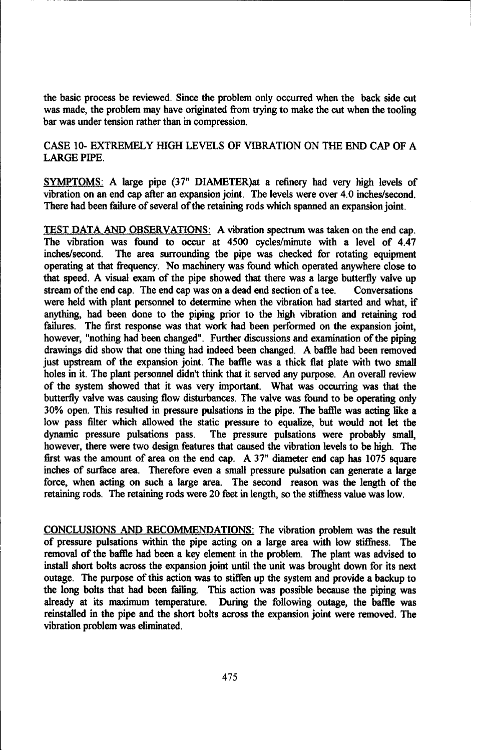the basic process be reviewed. Since the problem only occurred when the back side cut was made, the problem may have originated from trying to make the cut when the tooling bar was under tension rather than in compression.

## CASE 10- EXTREMELY HIGH LEVELS OF VIBRATION ON THE END CAP OF A LARGE PIPE.

SYMPTOMS: A large pipe (37" DIAMETER)at a refinery had very high levels of vibration on an end cap after an expansion joint. The levels were over 4.0 inches/second. There had been failure of several of the retaining rods which spanned an expansion joint.

TEST DATA AND OBSERVATIONS: A vibration spectrum was taken on the end cap. The vibration was found to occur at 4500 cycles/minute with a level of 4.47 inches/second. The area surrounding the pipe was checked for rotating equipment operating at that frequency. No machinery was found which operated anywhere close to that speed. A visual exam of the pipe showed that there was a large butterfly valve up stream of the end cap. The end cap was on a dead end section of a tee. Conversations were held with plant personnel to determine when the vibration had started and what, if anything, had been done to the piping prior to the high vibration and retaining rod failures. The first response was that work had been performed on the expansion joint, however, "nothing had been changed". Further discussions and examination of the piping drawings did show that one thing had indeed been changed. A baffle had been removed just upstream of the expansion joint. The baffle was a thick flat plate with two small holes in it. The plant personnel didn't think that it served any purpose. An overall review of the system showed that it was very important. What was occurring was that the butterfly valve was causing flow disturbances. The valve was found to be operating only 30% open. This resulted in pressure pulsations in the pipe. The baffle was acting like a low pass filter which allowed the static pressure to equalize, but would not let the dynamic pressure pulsations pass. The pressure pulsations were probably small, however, there were two design features that caused the vibration levels to be high. The first was the amount of area on the end cap. A 37" diameter end cap has 1075 square inches of surface area. Therefore even a small pressure pulsation can generate a large force, when acting on such a large area. The second reason was the length of the retaining rods. The retaining rods were 20 feet in length, so the stiffness value was low.

CONCLUSIONS AND RECOMMENDATIONS: The vibration problem was the result of pressure pulsations within the pipe acting on a large area with low stiffness. The removal of the baffle had been a key element in the problem. The plant was advised to install short bolts across the expansion joint until the unit was brought down for its next outage. The purpose of this action was to stiffen up the system and provide a backup to the long bolts that had been failing. This action was possible because the piping was already at its maximum temperature. During the following outage, the baffle was reinstalled in the pipe and the short bolts across the expansion joint were removed. The vibration problem was eliminated.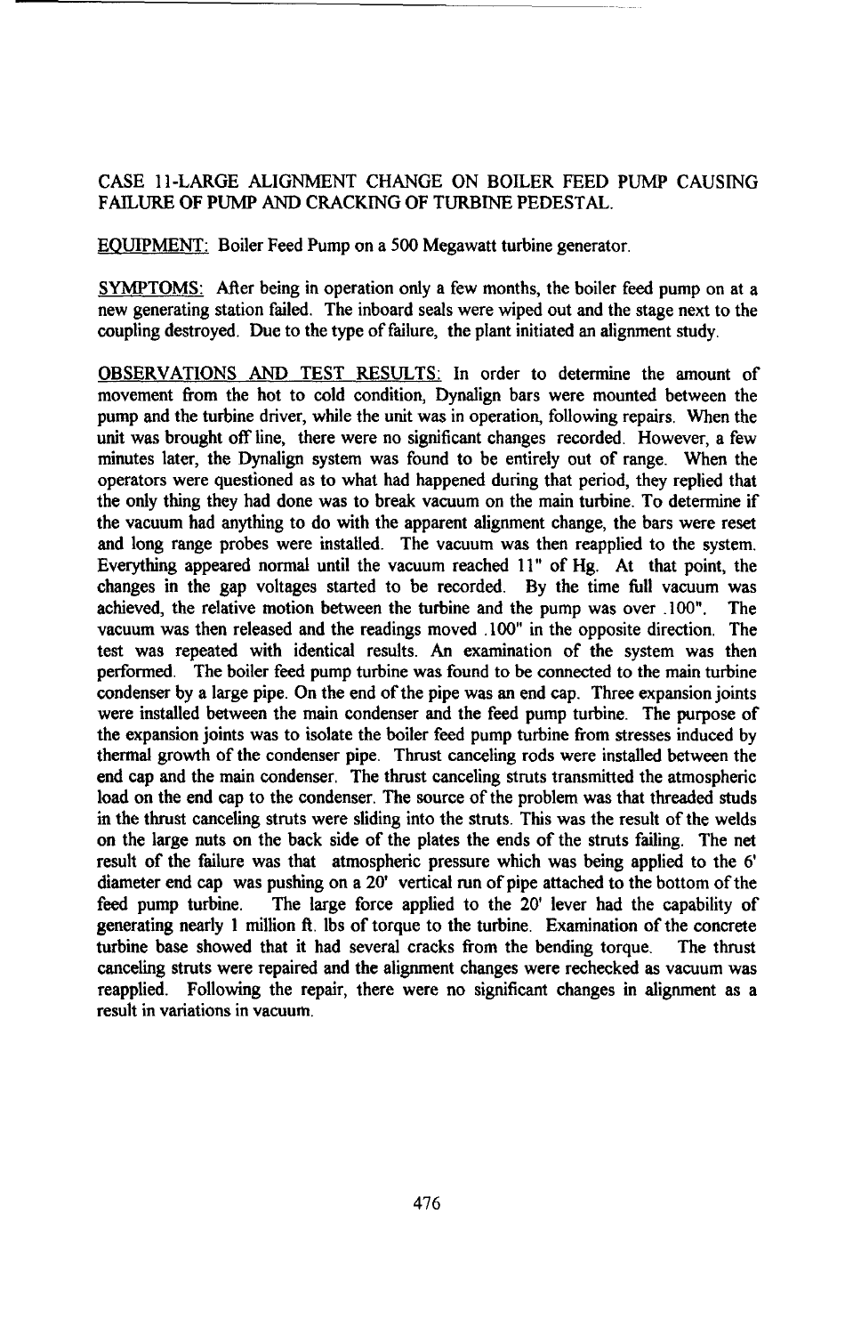CASE 11-LARGE ALIGNMENT CHANGE ON BOILER FEED PUMP CAUSING FAILURE OF PUMP AND CRACKING OF TURBINE PEDESTAL.

EQUIPMENT: Boiler Feed Pump on a 500 Megawatt turbine generator.

SYMPTOMS: After being in operation only a few months, the boiler feed pump on at a new generating station failed. The inboard seals were wiped out and the stage next to the coupling destroyed. Due to the type of failure, the plant initiated an alignment study.

OBSERVATIONS AND TEST RESULTS: In order to determine the amount of movement from the hot to cold condition, Dynalign bars were mounted between the pump and the turbine driver, while the unit was in operation, following repairs. When the unit was brought off line, there were no significant changes recorded. However, a few minutes later, the Dynalign system was found to be entirely out of range. When the operators were questioned as to what had happened during that period, they replied that the only thing they had done was to break vacuum on the main turbine. To determine if the vacuum had anything to do with the apparent alignment change, the bars were reset and long range probes were installed. The vacuum was then reapplied to the system. Everything appeared normal until the vacuum reached 11" of Hg. At that point, the changes in the gap voltages started to be recorded. By the time full vacuum was achieved, the relative motion between the turbine and the pump was over .100". The vacuum was then released and the readings moved .100" in the opposite direction. The test was repeated with identical results. An examination of the system was then performed. The boiler feed pump turbine was found to be connected to the main turbine condenser by a large pipe. On the end of the pipe was an end cap. Three expansion joints were installed between the main condenser and the feed pump turbine. The purpose of the expansion joints was to isolate the boiler feed pump turbine from stresses induced by thermal growth of the condenser pipe. Thrust canceling rods were installed between the end cap and the main condenser. The thrust canceling struts transmitted the atmospheric load on the end cap to the condenser. The source of the problem was that threaded studs in the thrust canceling struts were sliding into the struts. This was the result of the welds on the large nuts on the back side of the plates the ends of the struts failing. The net result of the failure was that atmospheric pressure which was being applied to the 6' diameter end cap was pushing on a 20' vertical run of pipe attached to the bottom of the feed pump turbine. The large force applied to the 20' lever had the capability of generating nearly 1 million ft. lbs of torque to the turbine. Examination of the concrete turbine base showed that it had several cracks from the bending torque. The thrust canceling struts were repaired and the alignment changes were rechecked as vacuum was reapplied. Following the repair, there were no significant changes in alignment as a result in variations in vacuum.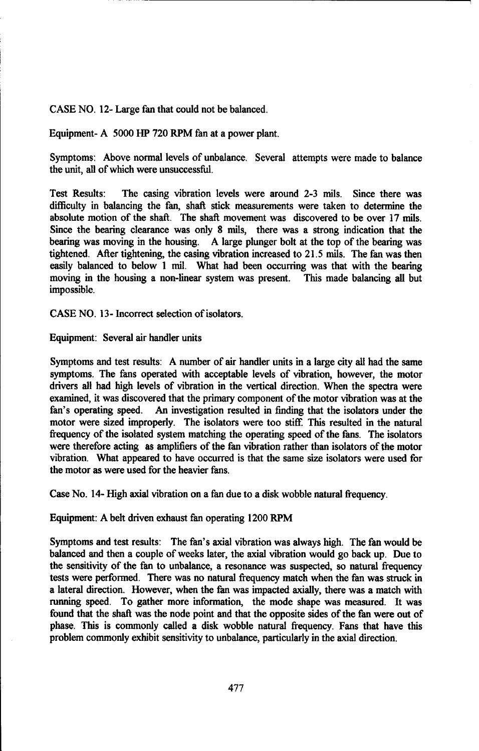CASE NO. 12- Large fan that could not be balanced.

Equipment- A 5000 HP 720 RPM fan at a power plant.

Symptoms: Above normal levels of unbalance. Several attempts were made to balance the unit, all of which were unsuccessful.

Test Results: The casing vibration levels were around 2-3 mils. Since there was difficulty in balancing the fan, shaft stick measurements were taken to determine the absolute motion of the shaft. The shaft movement was discovered to be over 17 mils. Since the bearing clearance was only 8 mils, there was a strong indication that the bearing was moving in the housing. A large plunger bolt at the top of the bearing was tightened. After tightening, the casing vibration increased to 21.5 mils. The fan was then easily balanced to below 1 mil. What had been occurring was that with the bearing moving in the housing a non-linear system was present. This made balancing all but impossible.

CASE NO. 13- Incorrect selection of isolators.

Equipment: Several air handler units

Symptoms and test results: A number of air handler units in a large city all had the same symptoms. The fans operated with acceptable levels of vibration, however, the motor drivers all had high levels of vibration in the vertical direction. When the spectra were examined, it was discovered that the primary component of the motor vibration was at the fan's operating speed. An investigation resulted in finding that the isolators under the motor were sized improperly. The isolators were too stiff. This resulted in the natural frequency of the isolated system matching the operating speed of the fans. The isolators were therefore acting as amplifiers of the fan vibration rather than isolators of the motor vibration. What appeared to have occurred is that the same size isolators were used for the motor as were used for the heavier fans.

Case No. 14- High axial vibration on a fan due to a disk wobble natural frequency.

Equipment: A belt driven exhaust fan operating 1200 RPM

Symptoms and test results: The fan's axial vibration was always high. The fan would be balanced and then a couple of weeks later, the axial vibration would go back up. Due to the sensitivity of the fan to unbalance, a resonance was suspected, so natural frequency tests were performed. There was no natural frequency match when the fan was struck in a lateral direction. However, when the fan was impacted axially, there was a match with running speed. To gather more information, the mode shape was measured. It was found that the shaft was the node point and that the opposite sides of the fan were out of phase. This is commonly called a disk wobble natural frequency. Fans that have this problem commonly exhibit sensitivity to unbalance, particularly in the axial direction.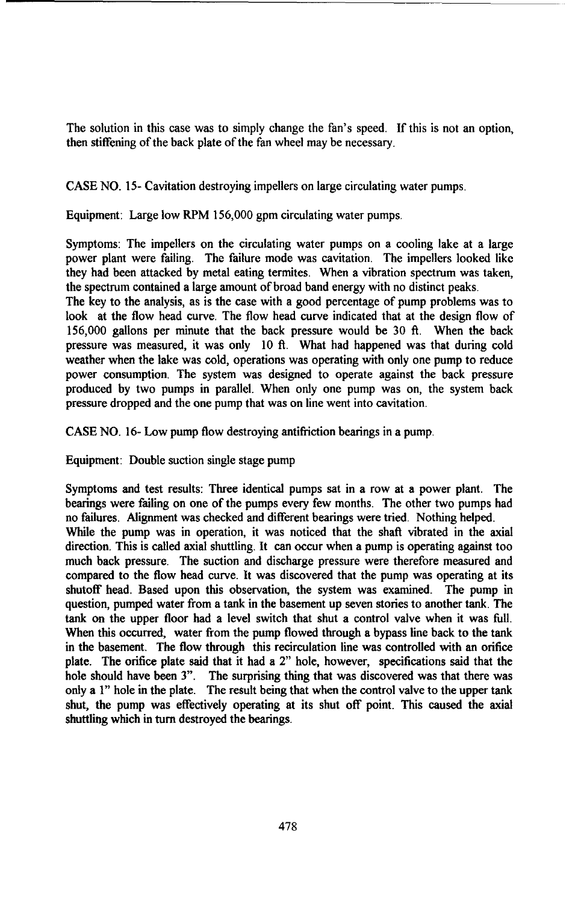The solution in this case was to simply change the fan's speed. If this is not an option, then stiffening of the back plate of the fan wheel may be necessary.

CASE NO. 15- Cavitation destroying impellers on large circulating water pumps.

Equipment: Large low RPM 156,000 gpm circulating water pumps.

Symptoms: The impellers on the circulating water pumps on a cooling lake at a large power plant were failing. The failure mode was cavitation. The impellers looked like they had been attacked by metal eating termites. When a vibration spectrum was taken, the spectrum contained a large amount of broad band energy with no distinct peaks.

The key to the analysis, as is the case with a good percentage of pump problems was to look at the flow head curve. The flow head curve indicated that at the design flow of 156,000 gallons per minute that the back pressure would be 30 ft. When the back pressure was measured, it was only 10 ft. What had happened was that during cold weather when the lake was cold, operations was operating with only one pump to reduce power consumption. The system was designed to operate against the back pressure produced by two pumps in parallel. When only one pump was on, the system back pressure dropped and the one pump that was on line went into cavitation.

CASE NO. 16- Low pump flow destroying antifriction bearings in a pump.

Equipment: Double suction single stage pump

Symptoms and test results: Three identical pumps sat in a row at a power plant. The bearings were failing on one of the pumps every few months. The other two pumps had no failures. Alignment was checked and different bearings were tried. Nothing helped.

While the pump was in operation, it was noticed that the shaft vibrated in the axial direction. This is called axial shuttling. It can occur when a pump is operating against too much back pressure. The suction and discharge pressure were therefore measured and compared to the flow head curve. It was discovered that the pump was operating at its shutoff head. Based upon this observation, the system was examined. The pump in question, pumped water from a tank in the basement up seven stories to another tank. The tank on the upper floor had a level switch that shut a control valve when it was full. When this occurred, water from the pump flowed through a bypass line back to the tank in the basement. The flow through this recirculation line was controlled with an orifice plate. The orifice plate said that it had a 2" hole, however, specifications said that the hole should have been 3". The surprising thing that was discovered was that there was only a 1" hole in the plate. The result being that when the control valve to the upper tank shut, the pump was effectively operating at its shut off point. This caused the axial shuttling which in turn destroyed the bearings.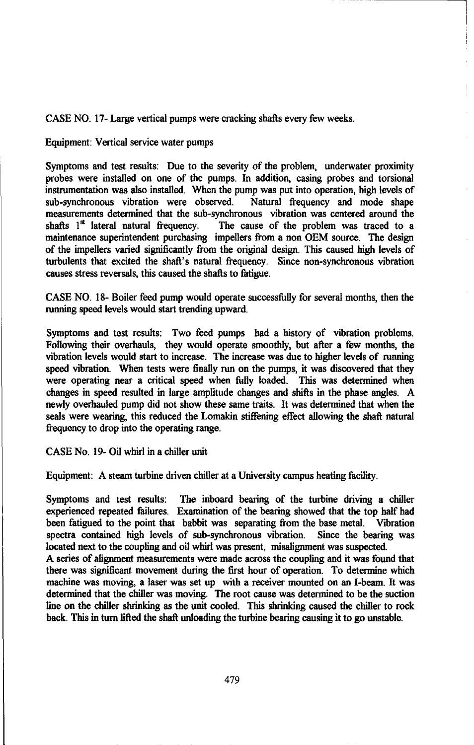CASE NO. 17- Large vertical pumps were cracking shafts every few weeks.

Equipment: Vertical service water pumps

Symptoms and test results: Due to the severity of the problem, underwater proximity probes were installed on one of the pumps. In addition, casing probes and torsional instrumentation was also installed. When the pump was put into operation, high levels of sub-synchronous vibration were observed. Natural frequency and mode shape measurements determined that the sub-synchronous vibration was centered around the shafts 1st lateral natural frequency. The cause of the problem was traced to a maintenance superintendent purchasing impellers from a non OEM source. The design of the impellers varied significantly from the original design. This caused high levels of turbulents that excited the shaft's natural frequency. Since non-synchronous vibration causes stress reversals, this caused the shafts to fatigue.

CASE NO. 18- Boiler feed pump would operate successfully for several months, then the running speed levels would start trending upward.

Symptoms and test results: Two feed pumps had a history of vibration problems. Following their overhauls, they would operate smoothly, but after a few months, the vibration levels would start to increase. The increase was due to higher levels of running speed vibration. When tests were finally run on the pumps, it was discovered that they were operating near a critical speed when fully loaded. This was determined when changes in speed resulted in large amplitude changes and shifts in the phase angles. A newly overhauled pump did not show these same traits. It was determined that when the seals were wearing, this reduced the Lomakin stiffening effect allowing the shaft natural frequency to drop into the operating range.

CASE No. 19- Oil whirl in a chiller unit

Equipment: A steam turbine driven chiller at a University campus heating facility.

Symptoms and test results: The inboard bearing of the turbine driving a chiller experienced repeated failures. Examination of the bearing showed that the top half had been fatigued to the point that babbit was separating from the base metal. Vibration spectra contained high levels of sub-synchronous vibration. Since the bearing was located next to the coupling and oil whirl was present, misalignment was suspected.
A series of alignment measurements were made across the coupling and it was found that there was significant movement during the first hour of operation. To determine which machine was moving, a laser was set up with a receiver mounted on an I-beam. It was determined that the chiller was moving. The root cause was determined to be the suction line on the chiller shrinking as the unit cooled. This shrinking caused the chiller to rock back. This in turn lifted the shaft unloading the turbine bearing causing it to go unstable.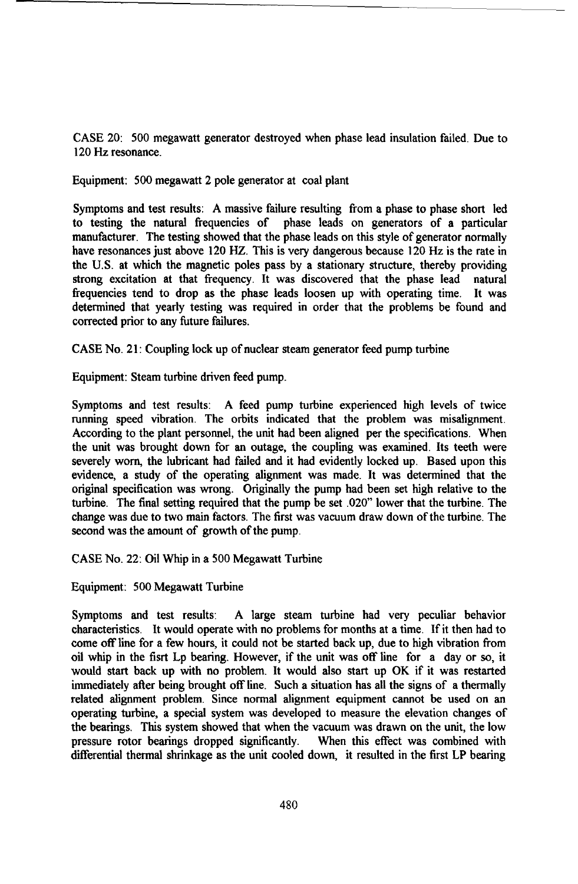CASE 20: 500 megawatt generator destroyed when phase lead insulation failed. Due to 120 Hz resonance.

Equipment: 500 megawatt 2 pole generator at coal plant

Symptoms and test results: A massive failure resulting from a phase to phase short led to testing the natural frequencies of phase leads on generators of a particular manufacturer. The testing showed that the phase leads on this style of generator normally have resonances just above 120 HZ. This is very dangerous because 120 Hz is the rate in the U.S. at which the magnetic poles pass by a stationary structure, thereby providing strong excitation at that frequency. It was discovered that the phase lead natural frequencies tend to drop as the phase leads loosen up with operating time. It was determined that yearly testing was required in order that the problems be found and corrected prior to any future failures.

CASE No. 21: Coupling lock up of nuclear steam generator feed pump turbine

Equipment: Steam turbine driven feed pump.

Symptoms and test results: A feed pump turbine experienced high levels of twice running speed vibration. The orbits indicated that the problem was misalignment. According to the plant personnel, the unit had been aligned per the specifications. When the unit was brought down for an outage, the coupling was examined. Its teeth were severely worn, the lubricant had failed and it had evidently locked up. Based upon this evidence, a study of the operating alignment was made. It was determined that the original specification was wrong. Originally the pump had been set high relative to the turbine. The final setting required that the pump be set .020" lower that the turbine. The change was due to two main factors. The first was vacuum draw down of the turbine. The second was the amount of growth of the pump.

CASE No. 22: Oil Whip in a 500 Megawatt Turbine

Equipment: 500 Megawatt Turbine

Symptoms and test results: A large steam turbine had very peculiar behavior characteristics. It would operate with no problems for months at a time. If it then had to come off line for a few hours, it could not be started back up, due to high vibration from oil whip in the fisrt Lp bearing. However, if the unit was off line for a day or so, it would start back up with no problem. It would also start up OK if it was restarted immediately after being brought off line. Such a situation has all the signs of a thermally related alignment problem. Since normal alignment equipment cannot be used on an operating turbine, a special system was developed to measure the elevation changes of the bearings. This system showed that when the vacuum was drawn on the unit, the low pressure rotor bearings dropped significantly. When this effect was combined with differential thermal shrinkage as the unit cooled down, it resulted in the first LP bearing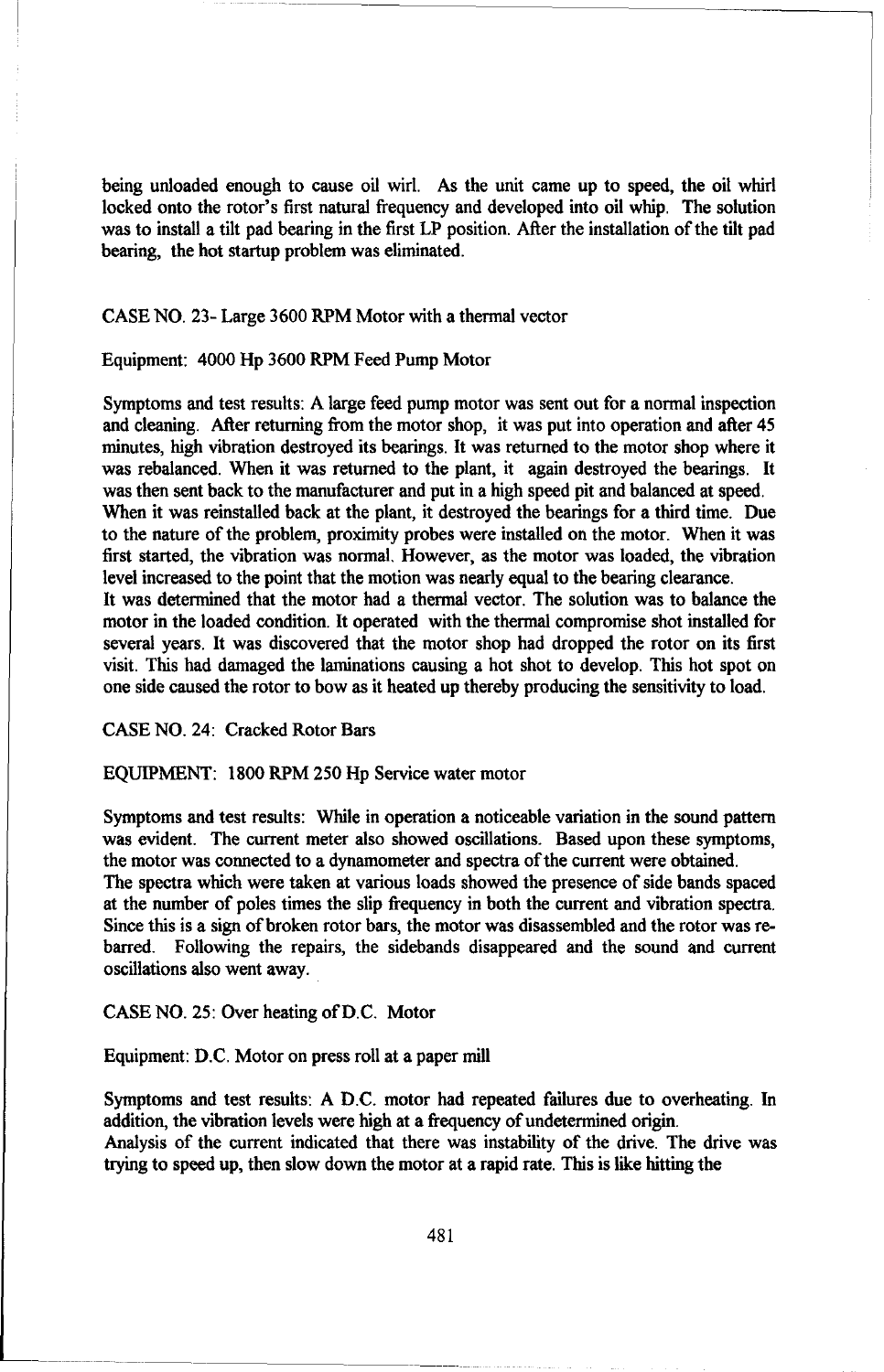being unloaded enough to cause oil wirl. As the unit came up to speed, the oil whirl locked onto the rotor's first natural frequency and developed into oil whip. The solution was to install a tilt pad bearing in the first LP position. After the installation of the tilt pad bearing, the hot startup problem was eliminated.

CASE NO. 23- Large 3600 RPM Motor with a thermal vector

Equipment: 4000 Hp 3600 RPM Feed Pump Motor

Symptoms and test results: A large feed pump motor was sent out for a normal inspection and cleaning. After returning from the motor shop, it was put into operation and after 45 minutes, high vibration destroyed its bearings. It was returned to the motor shop where it was rebalanced. When it was returned to the plant, it again destroyed the bearings. It was then sent back to the manufacturer and put in a high speed pit and balanced at speed. When it was reinstalled back at the plant, it destroyed the bearings for a third time. Due to the nature of the problem, proximity probes were installed on the motor. When it was first started, the vibration was normal. However, as the motor was loaded, the vibration level increased to the point that the motion was nearly equal to the bearing clearance.
It was determined that the motor had a thermal vector. The solution was to balance the motor in the loaded condition. It operated with the thermal compromise shot installed for several years. It was discovered that the motor shop had dropped the rotor on its first visit. This had damaged the laminations causing a hot shot to develop. This hot spot on one side caused the rotor to bow as it heated up thereby producing the sensitivity to load.

CASE NO. 24: Cracked Rotor Bars

EQUIPMENT: 1800 RPM 250 Hp Service water motor

Symptoms and test results: While in operation a noticeable variation in the sound pattern was evident. The current meter also showed oscillations. Based upon these symptoms, the motor was connected to a dynamometer and spectra of the current were obtained.
The spectra which were taken at various loads showed the presence of side bands spaced at the number of poles times the slip frequency in both the current and vibration spectra. Since this is a sign of broken rotor bars, the motor was disassembled and the rotor was re-barred. Following the repairs, the sidebands disappeared and the sound and current oscillations also went away.

CASE NO. 25: Over heating of D.C. Motor

Equipment: D.C. Motor on press roll at a paper mill

Symptoms and test results: A D.C. motor had repeated failures due to overheating. In addition, the vibration levels were high at a frequency of undetermined origin.
Analysis of the current indicated that there was instability of the drive. The drive was trying to speed up, then slow down the motor at a rapid rate. This is like hitting the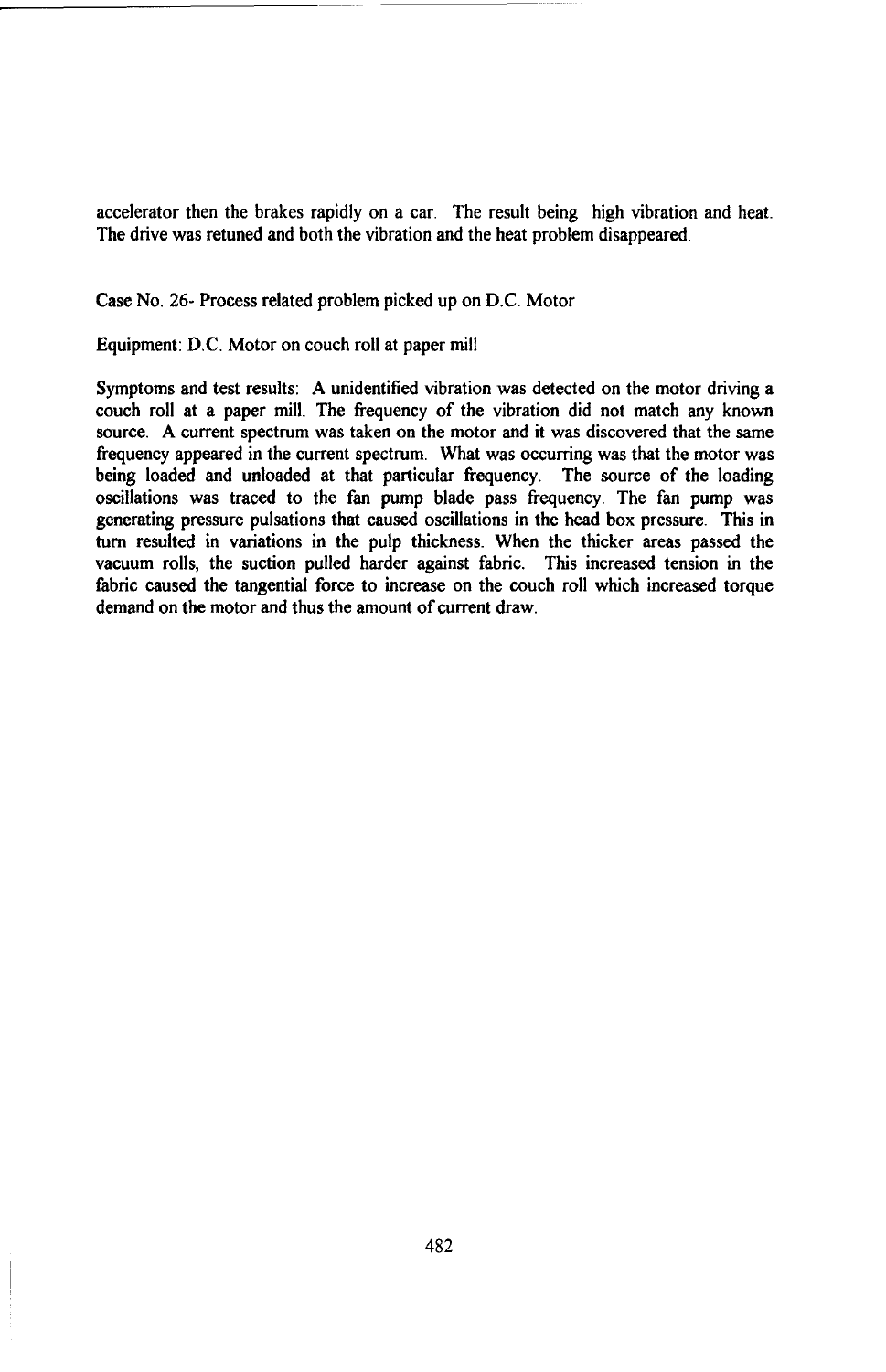accelerator then the brakes rapidly on a car. The result being high vibration and heat. The drive was retuned and both the vibration and the heat problem disappeared.

Case No. 26- Process related problem picked up on D.C. Motor

Equipment: D.C. Motor on couch roll at paper mill

Symptoms and test results: A unidentified vibration was detected on the motor driving a couch roll at a paper mill. The frequency of the vibration did not match any known source. A current spectrum was taken on the motor and it was discovered that the same frequency appeared in the current spectrum. What was occurring was that the motor was being loaded and unloaded at that particular frequency. The source of the loading oscillations was traced to the fan pump blade pass frequency. The fan pump was generating pressure pulsations that caused oscillations in the head box pressure. This in turn resulted in variations in the pulp thickness. When the thicker areas passed the vacuum rolls, the suction pulled harder against fabric. This increased tension in the fabric caused the tangential force to increase on the couch roll which increased torque demand on the motor and thus the amount of current draw.